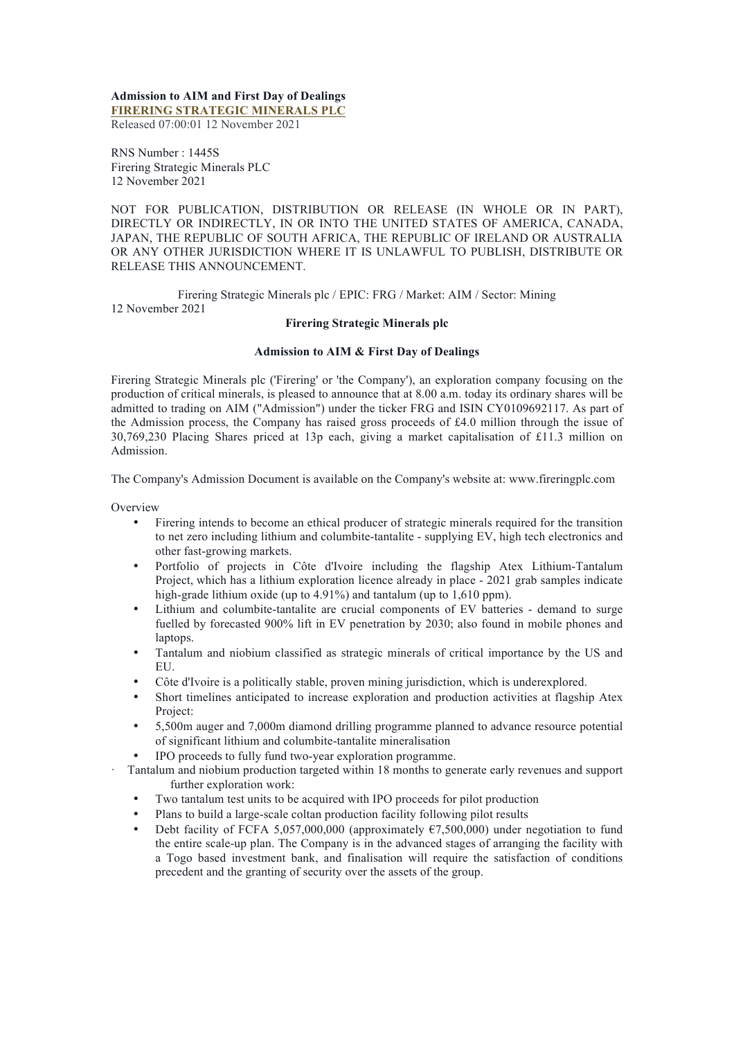**Admission to AIM and First Day of Dealings**
**FIRERING STRATEGIC MINERALS PLC**
Released 07:00:01 12 November 2021

RNS Number : 1445S
Firering Strategic Minerals PLC
12 November 2021

NOT FOR PUBLICATION, DISTRIBUTION OR RELEASE (IN WHOLE OR IN PART), DIRECTLY OR INDIRECTLY, IN OR INTO THE UNITED STATES OF AMERICA, CANADA, JAPAN, THE REPUBLIC OF SOUTH AFRICA, THE REPUBLIC OF IRELAND OR AUSTRALIA OR ANY OTHER JURISDICTION WHERE IT IS UNLAWFUL TO PUBLISH, DISTRIBUTE OR RELEASE THIS ANNOUNCEMENT.

Firering Strategic Minerals plc / EPIC: FRG / Market: AIM / Sector: Mining
12 November 2021

**Firering Strategic Minerals plc**

**Admission to AIM & First Day of Dealings**

Firering Strategic Minerals plc ('Firering' or 'the Company'), an exploration company focusing on the production of critical minerals, is pleased to announce that at 8.00 a.m. today its ordinary shares will be admitted to trading on AIM ("Admission") under the ticker FRG and ISIN CY0109692117. As part of the Admission process, the Company has raised gross proceeds of £4.0 million through the issue of 30,769,230 Placing Shares priced at 13p each, giving a market capitalisation of £11.3 million on Admission.

The Company's Admission Document is available on the Company's website at: www.fireringplc.com

Overview

- Firering intends to become an ethical producer of strategic minerals required for the transition to net zero including lithium and columbite-tantalite - supplying EV, high tech electronics and other fast-growing markets.
- Portfolio of projects in Côte d'Ivoire including the flagship Atex Lithium-Tantalum Project, which has a lithium exploration licence already in place - 2021 grab samples indicate high-grade lithium oxide (up to 4.91%) and tantalum (up to 1,610 ppm).
- Lithium and columbite-tantalite are crucial components of EV batteries - demand to surge fuelled by forecasted 900% lift in EV penetration by 2030; also found in mobile phones and laptops.
- Tantalum and niobium classified as strategic minerals of critical importance by the US and EU.
- Côte d'Ivoire is a politically stable, proven mining jurisdiction, which is underexplored.
- Short timelines anticipated to increase exploration and production activities at flagship Atex Project:
- 5,500m auger and 7,000m diamond drilling programme planned to advance resource potential of significant lithium and columbite-tantalite mineralisation
- IPO proceeds to fully fund two-year exploration programme.
- Tantalum and niobium production targeted within 18 months to generate early revenues and support further exploration work:
  - Two tantalum test units to be acquired with IPO proceeds for pilot production
  - Plans to build a large-scale coltan production facility following pilot results
  - Debt facility of FCFA 5,057,000,000 (approximately €7,500,000) under negotiation to fund the entire scale-up plan. The Company is in the advanced stages of arranging the facility with a Togo based investment bank, and finalisation will require the satisfaction of conditions precedent and the granting of security over the assets of the group.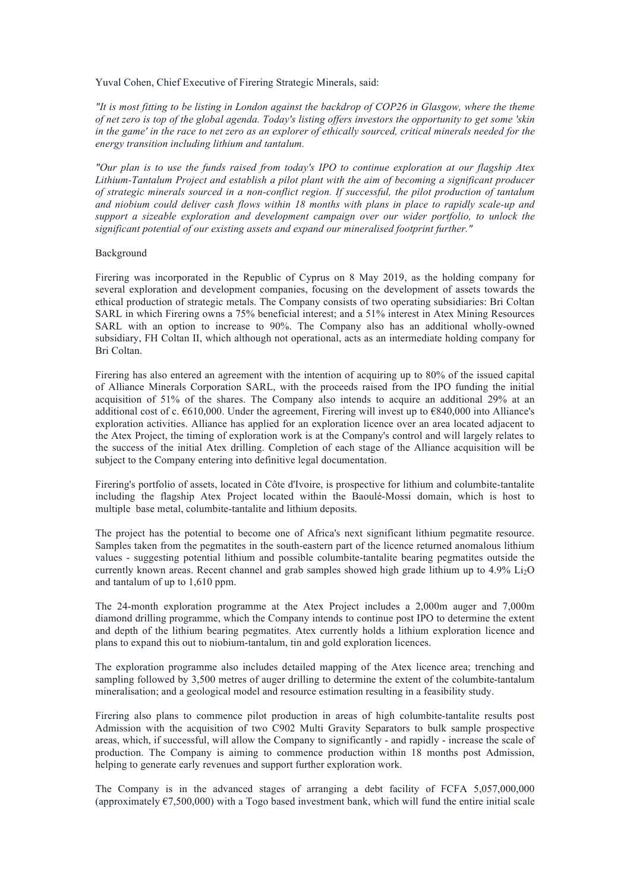Yuval Cohen, Chief Executive of Firering Strategic Minerals, said:

*"It is most fitting to be listing in London against the backdrop of COP26 in Glasgow, where the theme of net zero is top of the global agenda. Today's listing offers investors the opportunity to get some 'skin in the game' in the race to net zero as an explorer of ethically sourced, critical minerals needed for the energy transition including lithium and tantalum.*

*"Our plan is to use the funds raised from today's IPO to continue exploration at our flagship Atex Lithium-Tantalum Project and establish a pilot plant with the aim of becoming a significant producer of strategic minerals sourced in a non-conflict region. If successful, the pilot production of tantalum and niobium could deliver cash flows within 18 months with plans in place to rapidly scale-up and support a sizeable exploration and development campaign over our wider portfolio, to unlock the significant potential of our existing assets and expand our mineralised footprint further."*

Background

Firering was incorporated in the Republic of Cyprus on 8 May 2019, as the holding company for several exploration and development companies, focusing on the development of assets towards the ethical production of strategic metals. The Company consists of two operating subsidiaries: Bri Coltan SARL in which Firering owns a 75% beneficial interest; and a 51% interest in Atex Mining Resources SARL with an option to increase to 90%. The Company also has an additional wholly-owned subsidiary, FH Coltan II, which although not operational, acts as an intermediate holding company for Bri Coltan.

Firering has also entered an agreement with the intention of acquiring up to 80% of the issued capital of Alliance Minerals Corporation SARL, with the proceeds raised from the IPO funding the initial acquisition of 51% of the shares. The Company also intends to acquire an additional 29% at an additional cost of c. €610,000. Under the agreement, Firering will invest up to €840,000 into Alliance's exploration activities. Alliance has applied for an exploration licence over an area located adjacent to the Atex Project, the timing of exploration work is at the Company's control and will largely relates to the success of the initial Atex drilling. Completion of each stage of the Alliance acquisition will be subject to the Company entering into definitive legal documentation.

Firering's portfolio of assets, located in Côte d'Ivoire, is prospective for lithium and columbite-tantalite including the flagship Atex Project located within the Baoulé-Mossi domain, which is host to multiple base metal, columbite-tantalite and lithium deposits.

The project has the potential to become one of Africa's next significant lithium pegmatite resource. Samples taken from the pegmatites in the south-eastern part of the licence returned anomalous lithium values - suggesting potential lithium and possible columbite-tantalite bearing pegmatites outside the currently known areas. Recent channel and grab samples showed high grade lithium up to 4.9% $Li_2O$ and tantalum of up to 1,610 ppm.

The 24-month exploration programme at the Atex Project includes a 2,000m auger and 7,000m diamond drilling programme, which the Company intends to continue post IPO to determine the extent and depth of the lithium bearing pegmatites. Atex currently holds a lithium exploration licence and plans to expand this out to niobium-tantalum, tin and gold exploration licences.

The exploration programme also includes detailed mapping of the Atex licence area; trenching and sampling followed by 3,500 metres of auger drilling to determine the extent of the columbite-tantalum mineralisation; and a geological model and resource estimation resulting in a feasibility study.

Firering also plans to commence pilot production in areas of high columbite-tantalite results post Admission with the acquisition of two C902 Multi Gravity Separators to bulk sample prospective areas, which, if successful, will allow the Company to significantly - and rapidly - increase the scale of production. The Company is aiming to commence production within 18 months post Admission, helping to generate early revenues and support further exploration work.

The Company is in the advanced stages of arranging a debt facility of FCFA 5,057,000,000 (approximately €7,500,000) with a Togo based investment bank, which will fund the entire initial scale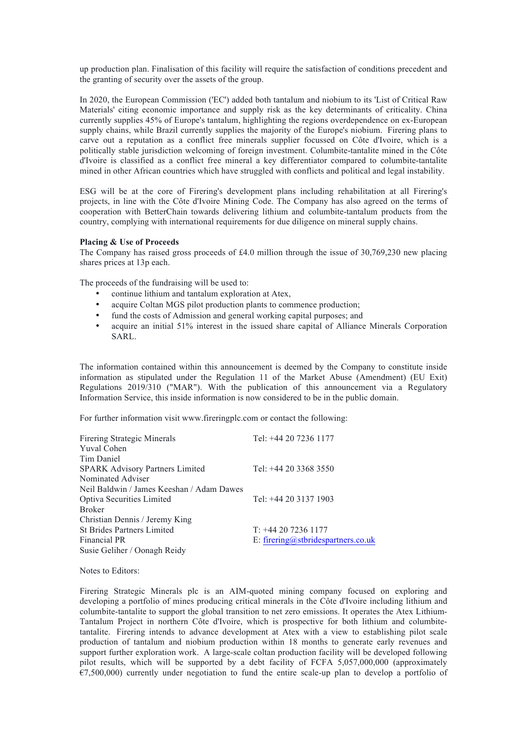up production plan. Finalisation of this facility will require the satisfaction of conditions precedent and the granting of security over the assets of the group.

In 2020, the European Commission ('EC') added both tantalum and niobium to its 'List of Critical Raw Materials' citing economic importance and supply risk as the key determinants of criticality. China currently supplies 45% of Europe's tantalum, highlighting the regions overdependence on ex-European supply chains, while Brazil currently supplies the majority of the Europe's niobium. Firering plans to carve out a reputation as a conflict free minerals supplier focussed on Côte d'Ivoire, which is a politically stable jurisdiction welcoming of foreign investment. Columbite-tantalite mined in the Côte d'Ivoire is classified as a conflict free mineral a key differentiator compared to columbite-tantalite mined in other African countries which have struggled with conflicts and political and legal instability.

ESG will be at the core of Firering's development plans including rehabilitation at all Firering's projects, in line with the Côte d'Ivoire Mining Code. The Company has also agreed on the terms of cooperation with BetterChain towards delivering lithium and columbite-tantalum products from the country, complying with international requirements for due diligence on mineral supply chains.

**Placing & Use of Proceeds**

The Company has raised gross proceeds of £4.0 million through the issue of 30,769,230 new placing shares prices at 13p each.

The proceeds of the fundraising will be used to:

- continue lithium and tantalum exploration at Atex,
- acquire Coltan MGS pilot production plants to commence production;
- fund the costs of Admission and general working capital purposes; and
- acquire an initial 51% interest in the issued share capital of Alliance Minerals Corporation SARL.

The information contained within this announcement is deemed by the Company to constitute inside information as stipulated under the Regulation 11 of the Market Abuse (Amendment) (EU Exit) Regulations 2019/310 ("MAR"). With the publication of this announcement via a Regulatory Information Service, this inside information is now considered to be in the public domain.

For further information visit www.fireringplc.com or contact the following:

| | |
|---|---|
| Firering Strategic Minerals<br>Yuval Cohen<br>Tim Daniel | Tel: +44 20 7236 1177 |
| SPARK Advisory Partners Limited<br>Nominated Adviser<br>Neil Baldwin / James Keeshan / Adam Dawes | Tel: +44 20 3368 3550 |
| Optiva Securities Limited<br>Broker<br>Christian Dennis / Jeremy King | Tel: +44 20 3137 1903 |
| St Brides Partners Limited<br>Financial PR<br>Susie Geliher / Oonagh Reidy | T: +44 20 7236 1177<br>E: firering@stbridespartners.co.uk |

Notes to Editors:

Firering Strategic Minerals plc is an AIM-quoted mining company focused on exploring and developing a portfolio of mines producing critical minerals in the Côte d'Ivoire including lithium and columbite-tantalite to support the global transition to net zero emissions. It operates the Atex Lithium-Tantalum Project in northern Côte d'Ivoire, which is prospective for both lithium and columbite-tantalite. Firering intends to advance development at Atex with a view to establishing pilot scale production of tantalum and niobium production within 18 months to generate early revenues and support further exploration work. A large-scale coltan production facility will be developed following pilot results, which will be supported by a debt facility of FCFA 5,057,000,000 (approximately €7,500,000) currently under negotiation to fund the entire scale-up plan to develop a portfolio of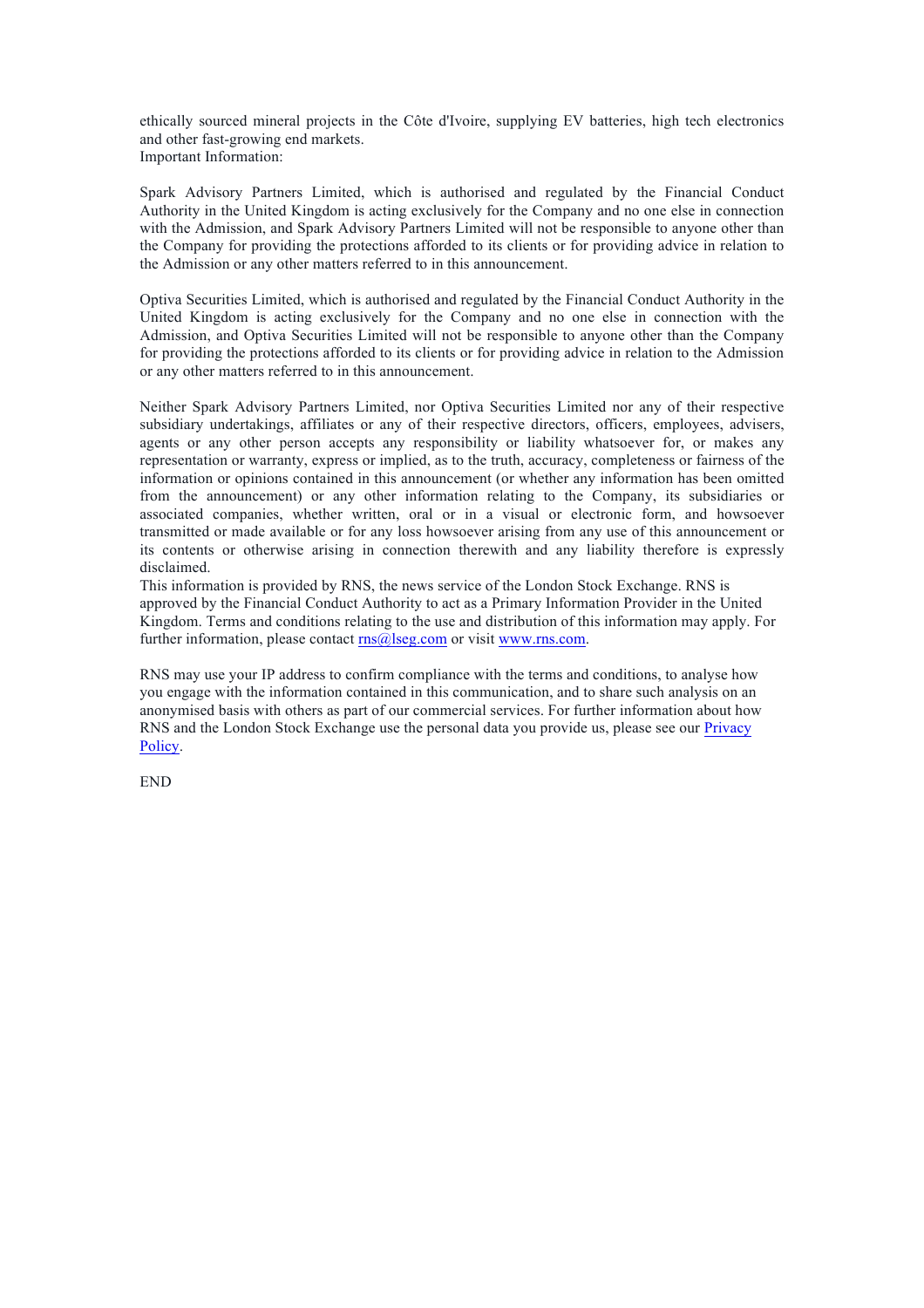ethically sourced mineral projects in the Côte d'Ivoire, supplying EV batteries, high tech electronics and other fast-growing end markets.

Important Information:

Spark Advisory Partners Limited, which is authorised and regulated by the Financial Conduct Authority in the United Kingdom is acting exclusively for the Company and no one else in connection with the Admission, and Spark Advisory Partners Limited will not be responsible to anyone other than the Company for providing the protections afforded to its clients or for providing advice in relation to the Admission or any other matters referred to in this announcement.

Optiva Securities Limited, which is authorised and regulated by the Financial Conduct Authority in the United Kingdom is acting exclusively for the Company and no one else in connection with the Admission, and Optiva Securities Limited will not be responsible to anyone other than the Company for providing the protections afforded to its clients or for providing advice in relation to the Admission or any other matters referred to in this announcement.

Neither Spark Advisory Partners Limited, nor Optiva Securities Limited nor any of their respective subsidiary undertakings, affiliates or any of their respective directors, officers, employees, advisers, agents or any other person accepts any responsibility or liability whatsoever for, or makes any representation or warranty, express or implied, as to the truth, accuracy, completeness or fairness of the information or opinions contained in this announcement (or whether any information has been omitted from the announcement) or any other information relating to the Company, its subsidiaries or associated companies, whether written, oral or in a visual or electronic form, and howsoever transmitted or made available or for any loss howsoever arising from any use of this announcement or its contents or otherwise arising in connection therewith and any liability therefore is expressly disclaimed.

This information is provided by RNS, the news service of the London Stock Exchange. RNS is approved by the Financial Conduct Authority to act as a Primary Information Provider in the United Kingdom. Terms and conditions relating to the use and distribution of this information may apply. For further information, please contact rns@lseg.com or visit www.rns.com.

RNS may use your IP address to confirm compliance with the terms and conditions, to analyse how you engage with the information contained in this communication, and to share such analysis on an anonymised basis with others as part of our commercial services. For further information about how RNS and the London Stock Exchange use the personal data you provide us, please see our Privacy Policy.

END